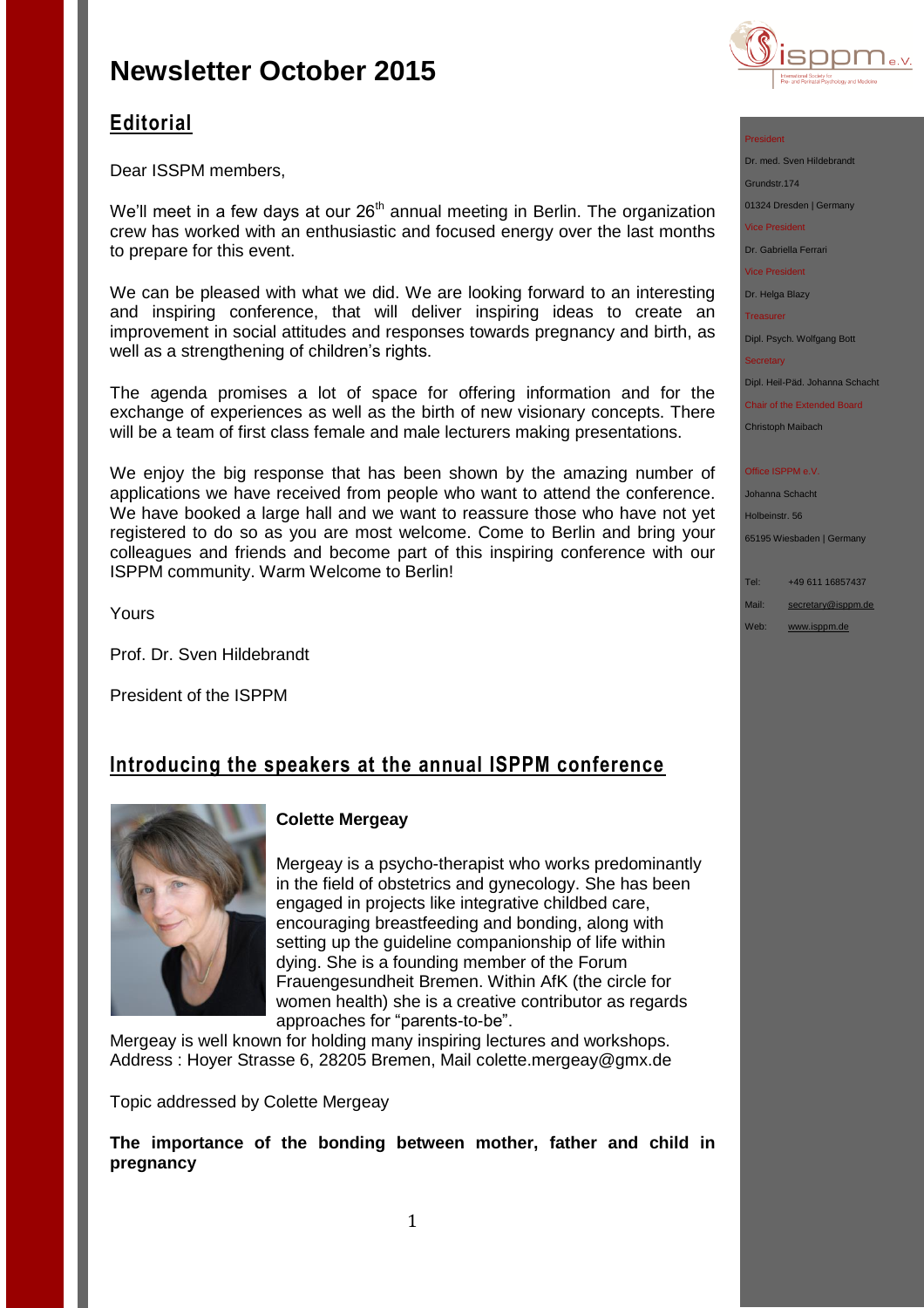# Newsletter October 2015

## Editorial

Dear ISSPM members,

We'll meet in a few days at our 26th annual meeting in Berlin. The organization crew has worked with an enthusiastic and focused energy over the last months to prepare for this event.

We can be pleased with what we did. We are looking forward to an interesting and inspiring conference, that will deliver inspiring ideas to create an improvement in social attitudes and responses towards pregnancy and birth, as well as a strengthening of children's rights.

The agenda promises a lot of space for offering information and for the exchange of experiences as well as the birth of new visionary concepts. There will be a team of first class female and male lecturers making presentations.

We enjoy the big response that has been shown by the amazing number of applications we have received from people who want to attend the conference. We have booked a large hall and we want to reassure those who have not yet registered to do so as you are most welcome. Come to Berlin and bring your colleagues and friends and become part of this inspiring conference with our ISPPM community. Warm Welcome to Berlin!

Yours

Prof. Dr. Sven Hildebrandt

President of the ISPPM

## Introducing the speakers at the annual ISPPM conference

**Colette Mergeay**

Mergeay is a psycho-therapist who works predominantly in the field of obstetrics and gynecology. She has been engaged in projects like integrative childbed care, encouraging breastfeeding and bonding, along with setting up the guideline companionship of life within dying. She is a founding member of the Forum Frauengesundheit Bremen. Within AfK (the circle for women health) she is a creative contributor as regards approaches for "parents-to-be".

Mergeay is well known for holding many inspiring lectures and workshops.
Address : Hoyer Strasse 6, 28205 Bremen, Mail colette.mergeay@gmx.de

Topic addressed by Colette Mergeay

**The importance of the bonding between mother, father and child in pregnancy**

---

President
Dr. med. Sven Hildebrandt
Grundstr.174
01324 Dresden | Germany

Vice President
Dr. Gabriella Ferrari

Vice President
Dr. Helga Blazy

Treasurer
Dipl. Psych. Wolfgang Bott

Secretary
Dipl. Heil-Päd. Johanna Schacht

Chair of the Extended Board
Christoph Maibach

Office ISPPM e.V.
Johanna Schacht
Holbeinstr. 56
65195 Wiesbaden | Germany

Tel: +49 611 16857437
Mail: secretary@isppm.de
Web: www.isppm.de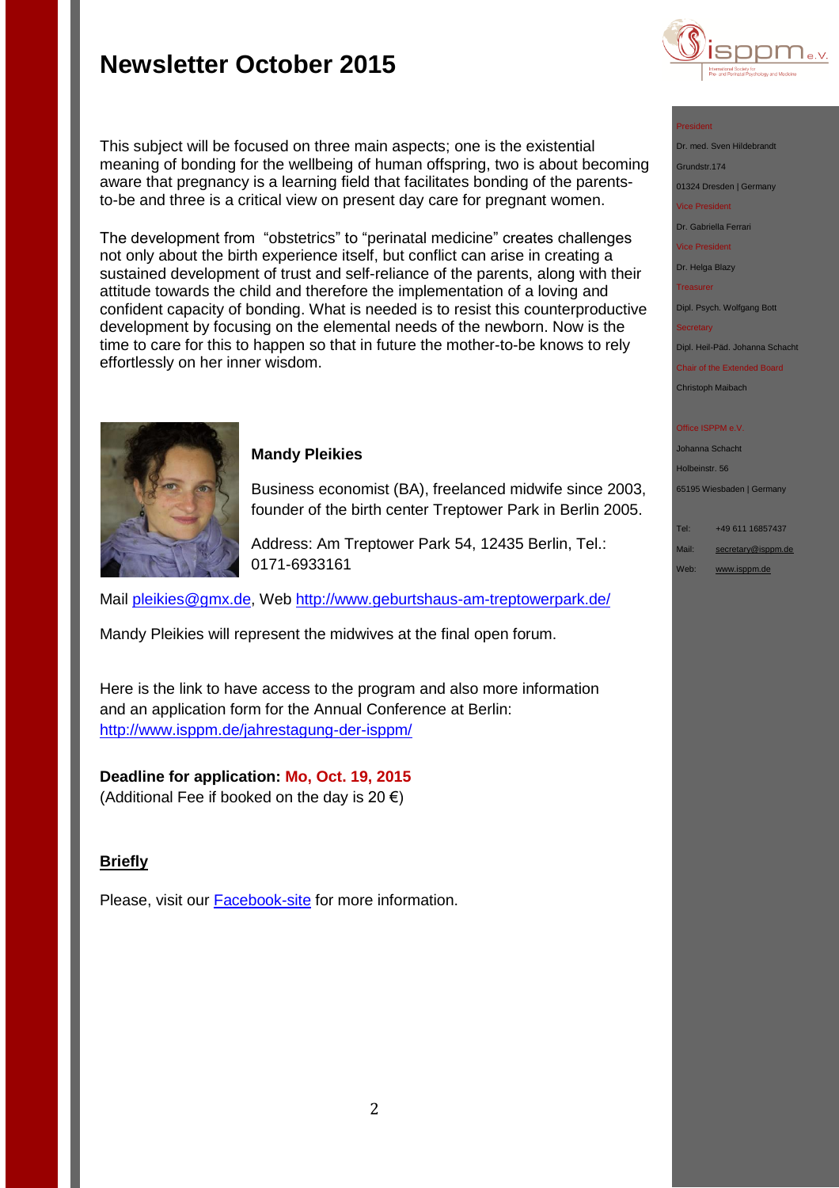# Newsletter October 2015

This subject will be focused on three main aspects; one is the existential meaning of bonding for the wellbeing of human offspring, two is about becoming aware that pregnancy is a learning field that facilitates bonding of the parents-to-be and three is a critical view on present day care for pregnant women.

The development from "obstetrics" to "perinatal medicine" creates challenges not only about the birth experience itself, but conflict can arise in creating a sustained development of trust and self-reliance of the parents, along with their attitude towards the child and therefore the implementation of a loving and confident capacity of bonding. What is needed is to resist this counterproductive development by focusing on the elemental needs of the newborn. Now is the time to care for this to happen so that in future the mother-to-be knows to rely effortlessly on her inner wisdom.

**Mandy Pleikies**

Business economist (BA), freelanced midwife since 2003, founder of the birth center Treptower Park in Berlin 2005.

Address: Am Treptower Park 54, 12435 Berlin, Tel.: 0171-6933161

Mail pleikies@gmx.de, Web http://www.geburtshaus-am-treptowerpark.de/

Mandy Pleikies will represent the midwives at the final open forum.

Here is the link to have access to the program and also more information and an application form for the Annual Conference at Berlin: http://www.isppm.de/jahrestagung-der-isppm/

**Deadline for application: Mo, Oct. 19, 2015**
(Additional Fee if booked on the day is 20 €)

## Briefly

Please, visit our Facebook-site for more information.

President
Dr. med. Sven Hildebrandt
Grundstr.174
01324 Dresden | Germany

Vice President
Dr. Gabriella Ferrari

Vice President
Dr. Helga Blazy

Treasurer
Dipl. Psych. Wolfgang Bott

Secretary
Dipl. Heil-Päd. Johanna Schacht

Chair of the Extended Board
Christoph Maibach

Office ISPPM e.V.
Johanna Schacht
Holbeinstr. 56
65195 Wiesbaden | Germany

Tel: +49 611 16857437
Mail: secretary@isppm.de
Web: www.isppm.de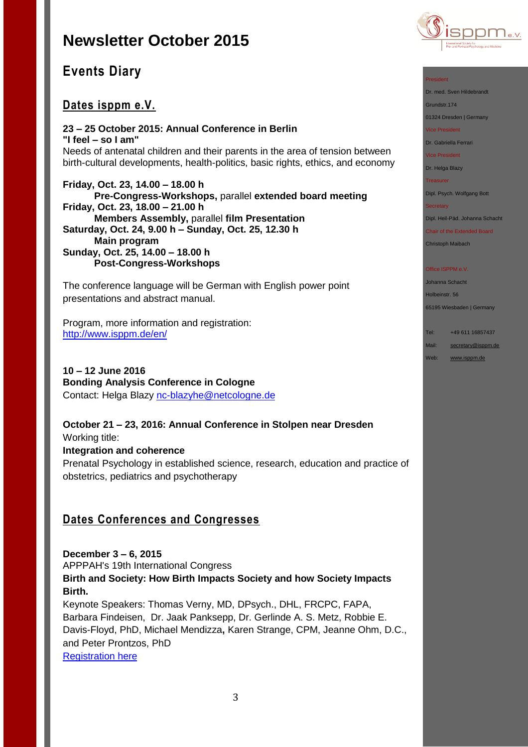# Newsletter October 2015

## Events Diary

### Dates isppm e.V.

**23 – 25 October 2015: Annual Conference in Berlin**
**"I feel – so I am"**
Needs of antenatal children and their parents in the area of tension between birth-cultural developments, health-politics, basic rights, ethics, and economy

**Friday, Oct. 23, 14.00 – 18.00 h**
**Pre-Congress-Workshops,** parallel **extended board meeting**
**Friday, Oct. 23, 18.00 – 21.00 h**
**Members Assembly,** parallel **film Presentation**
**Saturday, Oct. 24, 9.00 h – Sunday, Oct. 25, 12.30 h**
**Main program**
**Sunday, Oct. 25, 14.00 – 18.00 h**
**Post-Congress-Workshops**

The conference language will be German with English power point presentations and abstract manual.

Program, more information and registration:
http://www.isppm.de/en/

**10 – 12 June 2016**
**Bonding Analysis Conference in Cologne**
Contact: Helga Blazy nc-blazyhe@netcologne.de

**October 21 – 23, 2016: Annual Conference in Stolpen near Dresden**
Working title:
**Integration and coherence**
Prenatal Psychology in established science, research, education and practice of obstetrics, pediatrics and psychotherapy

### Dates Conferences and Congresses

**December 3 – 6, 2015**
APPPAH's 19th International Congress
**Birth and Society: How Birth Impacts Society and how Society Impacts Birth.**
Keynote Speakers: Thomas Verny, MD, DPsych., DHL, FRCPC, FAPA, Barbara Findeisen, Dr. Jaak Panksepp, Dr. Gerlinde A. S. Metz, Robbie E. Davis-Floyd, PhD, Michael Mendizza**,** Karen Strange, CPM, Jeanne Ohm, D.C., and Peter Prontzos, PhD
Registration here

---

President
Dr. med. Sven Hildebrandt
Grundstr.174
01324 Dresden | Germany

Vice President
Dr. Gabriella Ferrari

Vice President
Dr. Helga Blazy

Treasurer
Dipl. Psych. Wolfgang Bott

Secretary
Dipl. Heil-Päd. Johanna Schacht

Chair of the Extended Board
Christoph Maibach

Office ISPPM e.V.
Johanna Schacht
Holbeinstr. 56
65195 Wiesbaden | Germany

Tel: +49 611 16857437
Mail: secretary@isppm.de
Web: www.isppm.de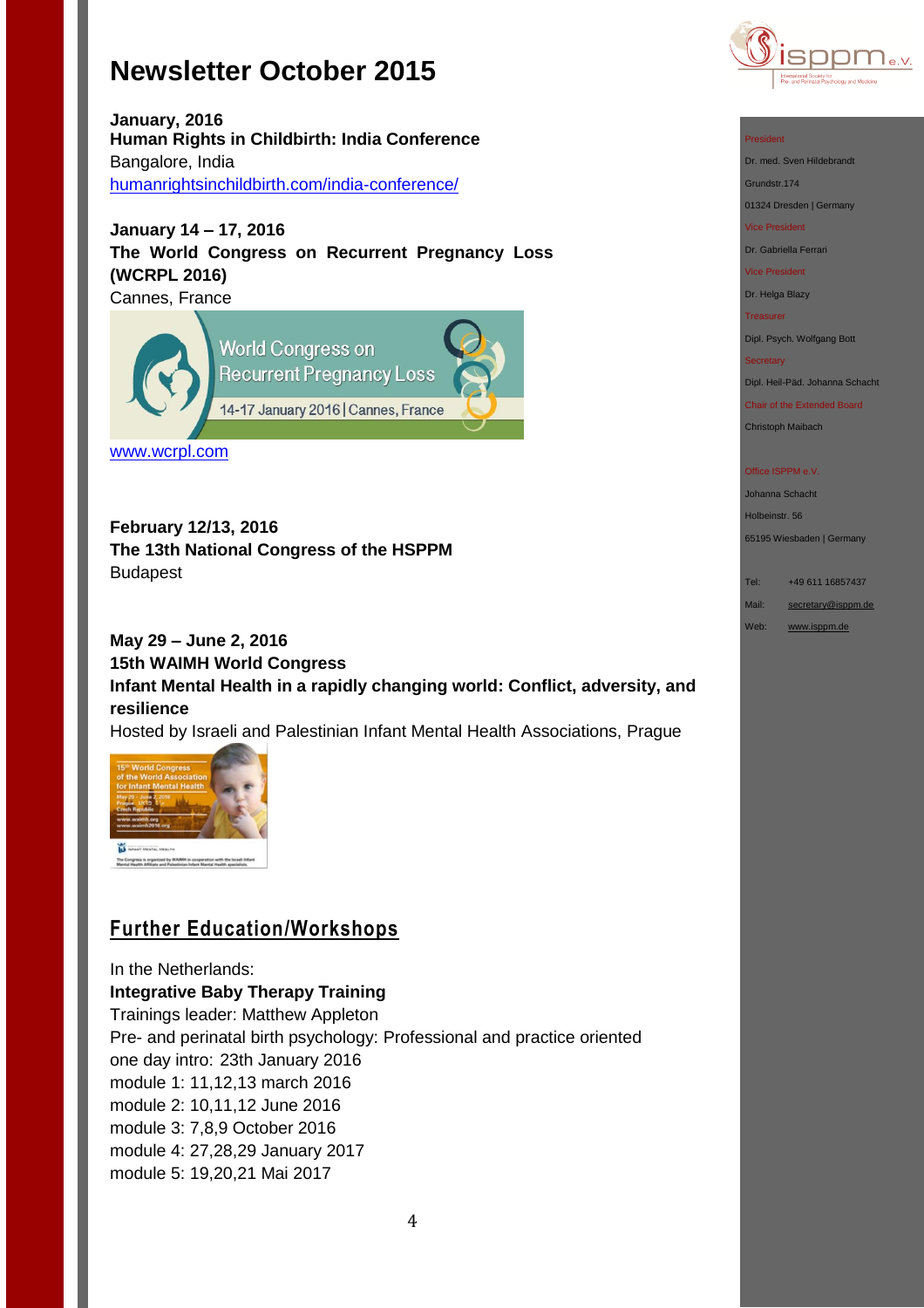# Newsletter October 2015

**January, 2016**
**Human Rights in Childbirth: India Conference**
Bangalore, India
humanrightsinchildbirth.com/india-conference/

**January 14 – 17, 2016**
**The World Congress on Recurrent Pregnancy Loss (WCRPL 2016)**
Cannes, France

www.wcrpl.com

**February 12/13, 2016**
**The 13th National Congress of the HSPPM**
Budapest

**May 29 – June 2, 2016**
**15th WAIMH World Congress**
**Infant Mental Health in a rapidly changing world: Conflict, adversity, and resilience**
Hosted by Israeli and Palestinian Infant Mental Health Associations, Prague

## Further Education/Workshops

In the Netherlands:
**Integrative Baby Therapy Training**
Trainings leader: Matthew Appleton
Pre- and perinatal birth psychology: Professional and practice oriented
one day intro: 23th January 2016
module 1: 11,12,13 march 2016
module 2: 10,11,12 June 2016
module 3: 7,8,9 October 2016
module 4: 27,28,29 January 2017
module 5: 19,20,21 Mai 2017

President
Dr. med. Sven Hildebrandt
Grundstr.174
01324 Dresden | Germany
Vice President
Dr. Gabriella Ferrari
Vice President
Dr. Helga Blazy
Treasurer
Dipl. Psych. Wolfgang Bott
Secretary
Dipl. Heil-Päd. Johanna Schacht
Chair of the Extended Board
Christoph Maibach

Office ISPPM e.V.
Johanna Schacht
Holbeinstr. 56
65195 Wiesbaden | Germany

Tel: +49 611 16857437
Mail: secretary@isppm.de
Web: www.isppm.de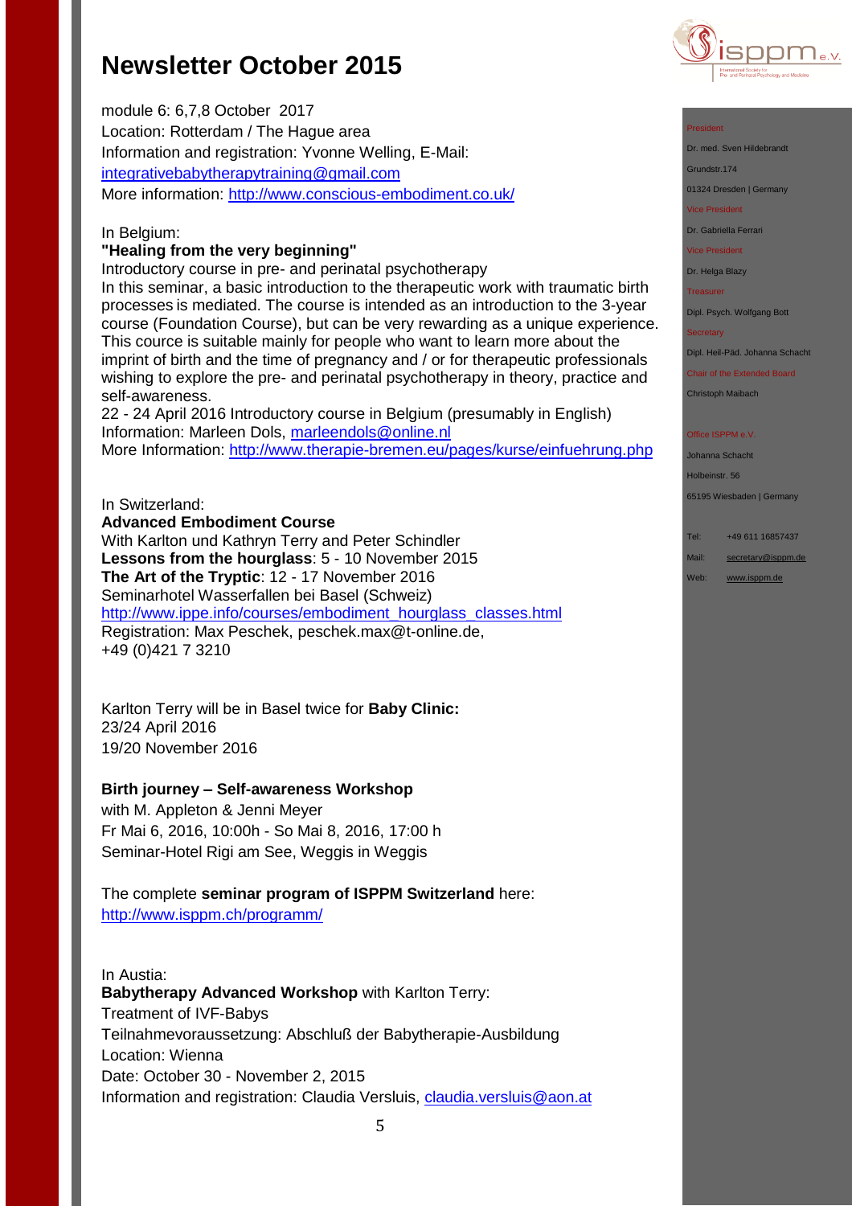# Newsletter October 2015

module 6: 6,7,8 October 2017
Location: Rotterdam / The Hague area
Information and registration: Yvonne Welling, E-Mail: integrativebabytherapytraining@gmail.com
More information: http://www.conscious-embodiment.co.uk/

In Belgium:
**"Healing from the very beginning"**
Introductory course in pre- and perinatal psychotherapy
In this seminar, a basic introduction to the therapeutic work with traumatic birth processes is mediated. The course is intended as an introduction to the 3-year course (Foundation Course), but can be very rewarding as a unique experience. This cource is suitable mainly for people who want to learn more about the imprint of birth and the time of pregnancy and / or for therapeutic professionals wishing to explore the pre- and perinatal psychotherapy in theory, practice and self-awareness.
22 - 24 April 2016 Introductory course in Belgium (presumably in English)
Information: Marleen Dols, marleendols@online.nl
More Information: http://www.therapie-bremen.eu/pages/kurse/einfuehrung.php

In Switzerland:
**Advanced Embodiment Course**
With Karlton und Kathryn Terry and Peter Schindler
**Lessons from the hourglass**: 5 - 10 November 2015
**The Art of the Tryptic**: 12 - 17 November 2016
Seminarhotel Wasserfallen bei Basel (Schweiz)
http://www.ippe.info/courses/embodiment_hourglass_classes.html
Registration: Max Peschek, peschek.max@t-online.de,
+49 (0)421 7 3210

Karlton Terry will be in Basel twice for **Baby Clinic:**
23/24 April 2016
19/20 November 2016

**Birth journey – Self-awareness Workshop**
with M. Appleton & Jenni Meyer
Fr Mai 6, 2016, 10:00h - So Mai 8, 2016, 17:00 h
Seminar-Hotel Rigi am See, Weggis in Weggis

The complete **seminar program of ISPPM Switzerland** here:
http://www.isppm.ch/programm/

In Austia:
**Babytherapy Advanced Workshop** with Karlton Terry:
Treatment of IVF-Babys
Teilnahmevoraussetzung: Abschluß der Babytherapie-Ausbildung
Location: Wienna
Date: October 30 - November 2, 2015
Information and registration: Claudia Versluis, claudia.versluis@aon.at

President
Dr. med. Sven Hildebrandt
Grundstr.174
01324 Dresden | Germany
Vice President
Dr. Gabriella Ferrari
Vice President
Dr. Helga Blazy
Treasurer
Dipl. Psych. Wolfgang Bott
Secretary
Dipl. Heil-Päd. Johanna Schacht
Chair of the Extended Board
Christoph Maibach

Office ISPPM e.V.
Johanna Schacht
Holbeinstr. 56
65195 Wiesbaden | Germany

Tel: +49 611 16857437
Mail: secretary@isppm.de
Web: www.isppm.de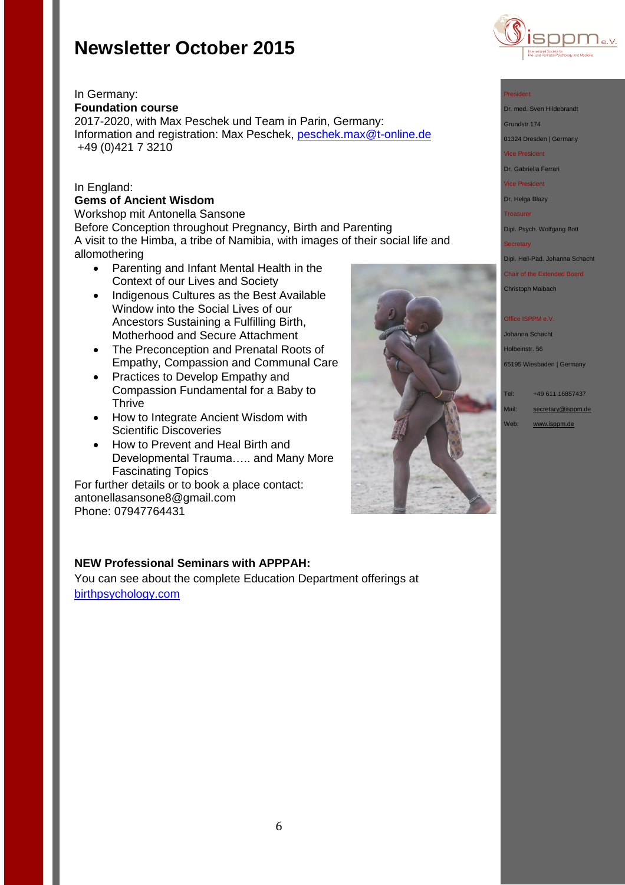# Newsletter October 2015

In Germany:
**Foundation course**
2017-2020, with Max Peschek und Team in Parin, Germany:
Information and registration: Max Peschek, peschek.max@t-online.de
+49 (0)421 7 3210

In England:
**Gems of Ancient Wisdom**
Workshop mit Antonella Sansone
Before Conception throughout Pregnancy, Birth and Parenting
A visit to the Himba, a tribe of Namibia, with images of their social life and allomothering

- Parenting and Infant Mental Health in the Context of our Lives and Society
- Indigenous Cultures as the Best Available Window into the Social Lives of our Ancestors Sustaining a Fulfilling Birth, Motherhood and Secure Attachment
- The Preconception and Prenatal Roots of Empathy, Compassion and Communal Care
- Practices to Develop Empathy and Compassion Fundamental for a Baby to Thrive
- How to Integrate Ancient Wisdom with Scientific Discoveries
- How to Prevent and Heal Birth and Developmental Trauma….. and Many More Fascinating Topics

For further details or to book a place contact:
antonellasansone8@gmail.com
Phone: 07947764431

**NEW Professional Seminars with APPPAH:**
You can see about the complete Education Department offerings at birthpsychology.com

President
Dr. med. Sven Hildebrandt
Grundstr.174
01324 Dresden | Germany
Vice President
Dr. Gabriella Ferrari
Vice President
Dr. Helga Blazy
Treasurer
Dipl. Psych. Wolfgang Bott
Secretary
Dipl. Heil-Päd. Johanna Schacht
Chair of the Extended Board
Christoph Maibach

Office ISPPM e.V.
Johanna Schacht
Holbeinstr. 56
65195 Wiesbaden | Germany

Tel: +49 611 16857437
Mail: secretary@isppm.de
Web: www.isppm.de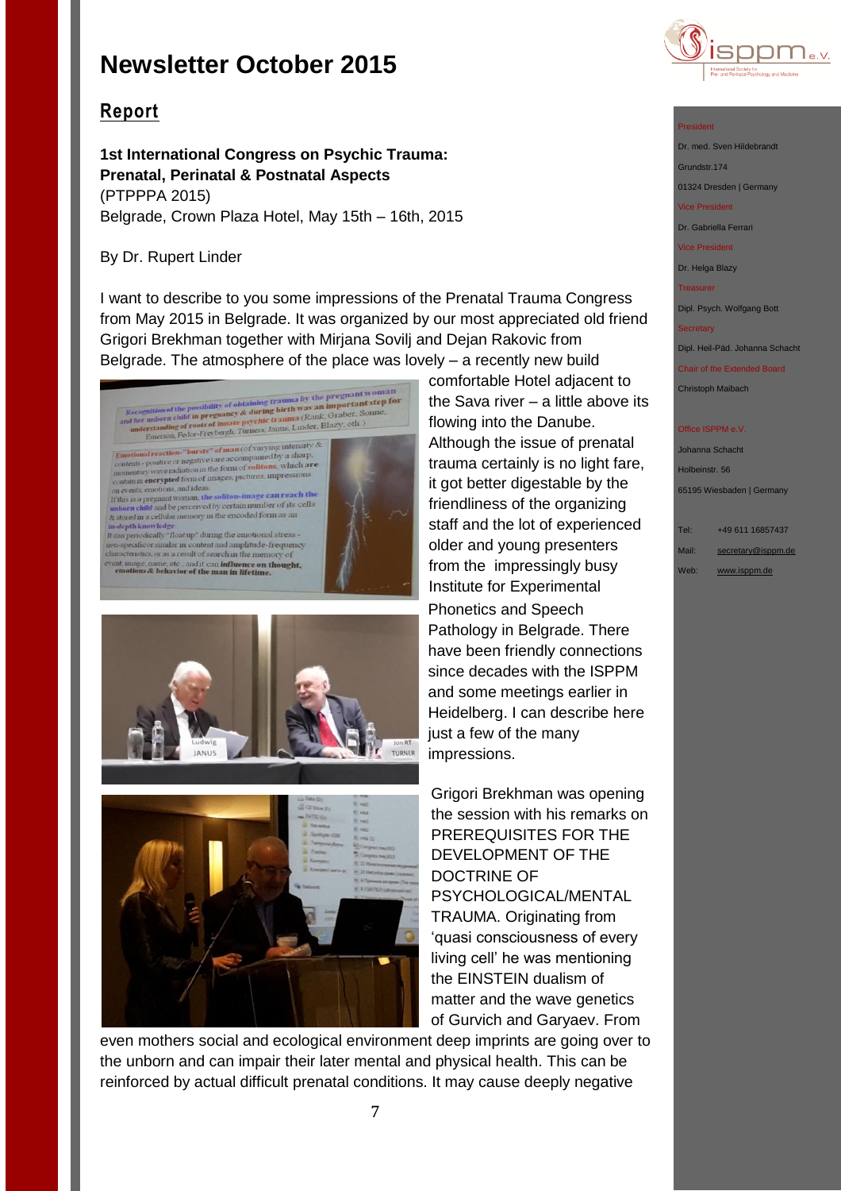# Newsletter October 2015

## Report

**1st International Congress on Psychic Trauma: Prenatal, Perinatal & Postnatal Aspects**
(PTPPPA 2015)
Belgrade, Crown Plaza Hotel, May 15th – 16th, 2015

By Dr. Rupert Linder

I want to describe to you some impressions of the Prenatal Trauma Congress from May 2015 in Belgrade. It was organized by our most appreciated old friend Grigori Brekhman together with Mirjana Sovilj and Dejan Rakovic from Belgrade. The atmosphere of the place was lovely – a recently new build comfortable Hotel adjacent to the Sava river – a little above its flowing into the Danube. Although the issue of prenatal trauma certainly is no light fare, it got better digestable by the friendliness of the organizing staff and the lot of experienced older and young presenters from the impressingly busy Institute for Experimental Phonetics and Speech Pathology in Belgrade. There have been friendly connections since decades with the ISPPM and some meetings earlier in Heidelberg. I can describe here just a few of the many impressions.

Grigori Brekhman was opening the session with his remarks on PREREQUISITES FOR THE DEVELOPMENT OF THE DOCTRINE OF PSYCHOLOGICAL/MENTAL TRAUMA. Originating from 'quasi consciousness of every living cell' he was mentioning the EINSTEIN dualism of matter and the wave genetics of Gurvich and Garyaev. From even mothers social and ecological environment deep imprints are going over to the unborn and can impair their later mental and physical health. This can be reinforced by actual difficult prenatal conditions. It may cause deeply negative

President
Dr. med. Sven Hildebrandt
Grundstr.174
01324 Dresden | Germany

Vice President
Dr. Gabriella Ferrari

Vice President
Dr. Helga Blazy

Treasurer
Dipl. Psych. Wolfgang Bott

Secretary
Dipl. Heil-Päd. Johanna Schacht

Chair of the Extended Board
Christoph Maibach

Office ISPPM e.V.
Johanna Schacht
Holbeinstr. 56
65195 Wiesbaden | Germany

Tel: +49 611 16857437
Mail: secretary@isppm.de
Web: www.isppm.de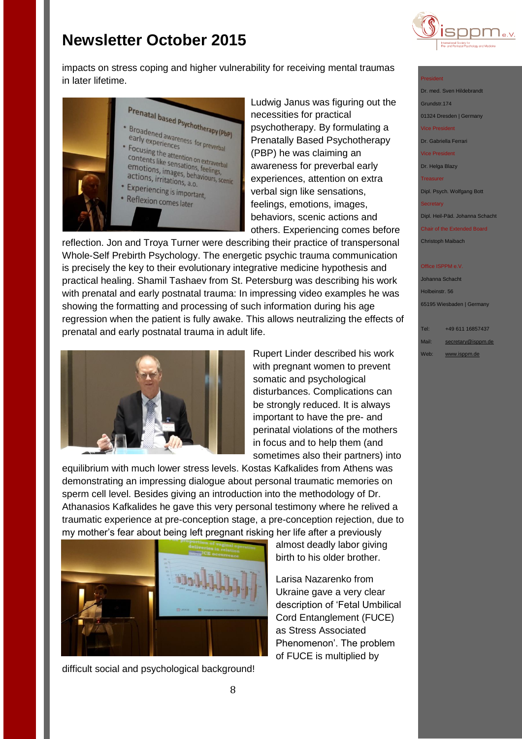impacts on stress coping and higher vulnerability for receiving mental traumas in later lifetime.

Ludwig Janus was figuring out the necessities for practical psychotherapy. By formulating a Prenatally Based Psychotherapy (PBP) he was claiming an awareness for preverbal early experiences, attention on extra verbal sign like sensations, feelings, emotions, images, behaviors, scenic actions and others. Experiencing comes before reflection. Jon and Troya Turner were describing their practice of transpersonal Whole-Self Prebirth Psychology. The energetic psychic trauma communication is precisely the key to their evolutionary integrative medicine hypothesis and practical healing. Shamil Tashaev from St. Petersburg was describing his work with prenatal and early postnatal trauma: In impressing video examples he was showing the formatting and processing of such information during his age regression when the patient is fully awake. This allows neutralizing the effects of prenatal and early postnatal trauma in adult life.

Rupert Linder described his work with pregnant women to prevent somatic and psychological disturbances. Complications can be strongly reduced. It is always important to have the pre- and perinatal violations of the mothers in focus and to help them (and sometimes also their partners) into equilibrium with much lower stress levels. Kostas Kafkalides from Athens was demonstrating an impressing dialogue about personal traumatic memories on sperm cell level. Besides giving an introduction into the methodology of Dr. Athanasios Kafkalides he gave this very personal testimony where he relived a traumatic experience at pre-conception stage, a pre-conception rejection, due to my mother's fear about being left pregnant risking her life after a previously almost deadly labor giving birth to his older brother.

Larisa Nazarenko from Ukraine gave a very clear description of 'Fetal Umbilical Cord Entanglement (FUCE) as Stress Associated Phenomenon'. The problem of FUCE is multiplied by difficult social and psychological background!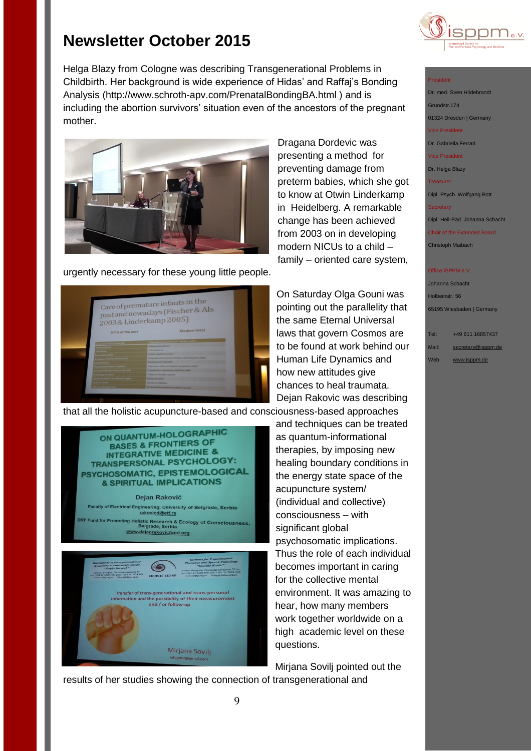# Newsletter October 2015

Helga Blazy from Cologne was describing Transgenerational Problems in Childbirth. Her background is wide experience of Hidas' and Raffaj's Bonding Analysis (http://www.schroth-apv.com/PrenatalBondingBA.html ) and is including the abortion survivors' situation even of the ancestors of the pregnant mother.

Dragana Dordevic was presenting a method for preventing damage from preterm babies, which she got to know at Otwin Linderkamp in Heidelberg. A remarkable change has been achieved from 2003 on in developing modern NICUs to a child – family – oriented care system, urgently necessary for these young little people.

On Saturday Olga Gouni was pointing out the parallelity that the same Eternal Universal laws that govern Cosmos are to be found at work behind our Human Life Dynamics and how new attitudes give chances to heal traumata. Dejan Rakovic was describing that all the holistic acupuncture-based and consciousness-based approaches and techniques can be treated as quantum-informational therapies, by imposing new healing boundary conditions in the energy state space of the acupuncture system/ (individual and collective) consciousness – with significant global psychosomatic implications. Thus the role of each individual becomes important in caring for the collective mental environment. It was amazing to hear, how many members work together worldwide on a high academic level on these questions.

Mirjana Sovilj pointed out the results of her studies showing the connection of transgenerational and

President
Dr. med. Sven Hildebrandt
Grundstr.174
01324 Dresden | Germany

Vice President
Dr. Gabriella Ferrari

Vice President
Dr. Helga Blazy

Treasurer
Dipl. Psych. Wolfgang Bott

Secretary
Dipl. Heil-Päd. Johanna Schacht

Chair of the Extended Board
Christoph Maibach

Office ISPPM e.V.
Johanna Schacht
Holbeinstr. 56
65195 Wiesbaden | Germany

Tel: +49 611 16857437
Mail: secretary@isppm.de
Web: www.isppm.de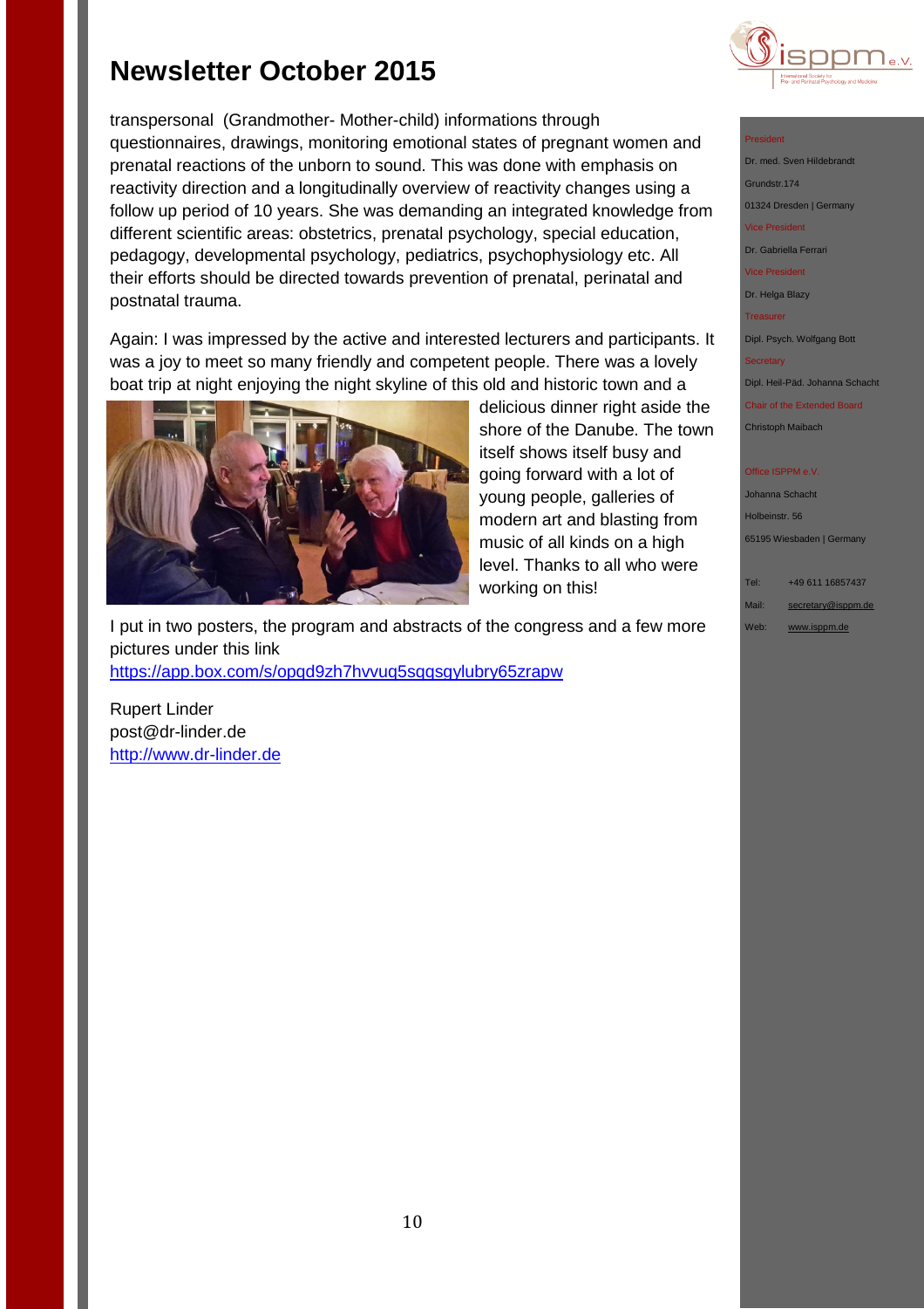# Newsletter October 2015

transpersonal (Grandmother- Mother-child) informations through questionnaires, drawings, monitoring emotional states of pregnant women and prenatal reactions of the unborn to sound. This was done with emphasis on reactivity direction and a longitudinally overview of reactivity changes using a follow up period of 10 years. She was demanding an integrated knowledge from different scientific areas: obstetrics, prenatal psychology, special education, pedagogy, developmental psychology, pediatrics, psychophysiology etc. All their efforts should be directed towards prevention of prenatal, perinatal and postnatal trauma.

Again: I was impressed by the active and interested lecturers and participants. It was a joy to meet so many friendly and competent people. There was a lovely boat trip at night enjoying the night skyline of this old and historic town and a delicious dinner right aside the shore of the Danube. The town itself shows itself busy and going forward with a lot of young people, galleries of modern art and blasting from music of all kinds on a high level. Thanks to all who were working on this!

I put in two posters, the program and abstracts of the congress and a few more pictures under this link
https://app.box.com/s/opqd9zh7hvvuq5sqqsqylubry65zrapw

Rupert Linder
post@dr-linder.de
http://www.dr-linder.de

President
Dr. med. Sven Hildebrandt
Grundstr.174
01324 Dresden | Germany

Vice President
Dr. Gabriella Ferrari

Vice President
Dr. Helga Blazy

Treasurer
Dipl. Psych. Wolfgang Bott

Secretary
Dipl. Heil-Päd. Johanna Schacht

Chair of the Extended Board
Christoph Maibach

Office ISPPM e.V.
Johanna Schacht
Holbeinstr. 56
65195 Wiesbaden | Germany

Tel: +49 611 16857437
Mail: secretary@isppm.de
Web: www.isppm.de